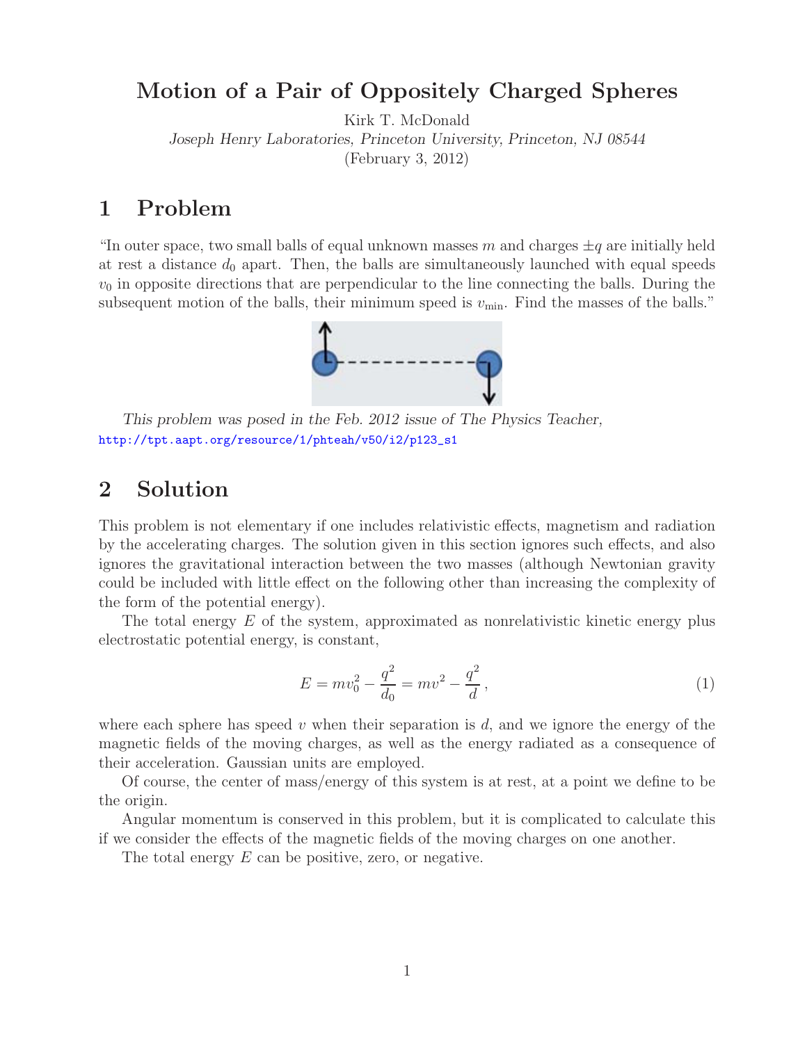# Motion of a Pair of Oppositely Charged Spheres

Kirk T. McDonald
*Joseph Henry Laboratories, Princeton University, Princeton, NJ 08544*
(February 3, 2012)

## 1 Problem

"In outer space, two small balls of equal unknown masses $m$ and charges $\pm q$ are initially held at rest a distance $d_0$ apart. Then, the balls are simultaneously launched with equal speeds $v_0$ in opposite directions that are perpendicular to the line connecting the balls. During the subsequent motion of the balls, their minimum speed is $v_{\rm min}$. Find the masses of the balls."

*This problem was posed in the Feb. 2012 issue of The Physics Teacher,* http://tpt.aapt.org/resource/1/phteah/v50/i2/p123_s1

## 2 Solution

This problem is not elementary if one includes relativistic effects, magnetism and radiation by the accelerating charges. The solution given in this section ignores such effects, and also ignores the gravitational interaction between the two masses (although Newtonian gravity could be included with little effect on the following other than increasing the complexity of the form of the potential energy).

The total energy $E$ of the system, approximated as nonrelativistic kinetic energy plus electrostatic potential energy, is constant,

$$E = mv_0^2 - \frac{q^2}{d_0} = mv^2 - \frac{q^2}{d}\,, \tag{1}$$

where each sphere has speed $v$ when their separation is $d$, and we ignore the energy of the magnetic fields of the moving charges, as well as the energy radiated as a consequence of their acceleration. Gaussian units are employed.

Of course, the center of mass/energy of this system is at rest, at a point we define to be the origin.

Angular momentum is conserved in this problem, but it is complicated to calculate this if we consider the effects of the magnetic fields of the moving charges on one another.

The total energy $E$ can be positive, zero, or negative.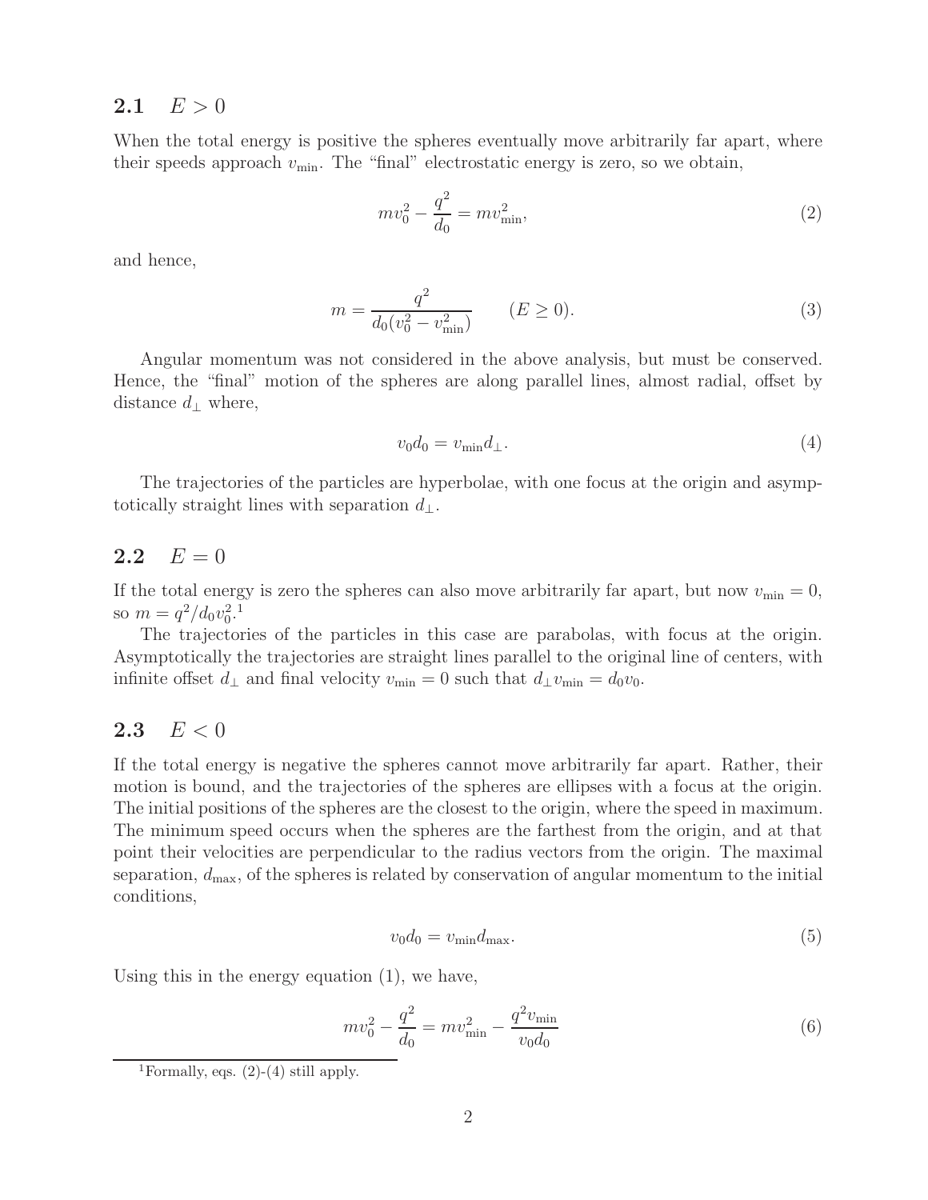## 2.1 $E > 0$

When the total energy is positive the spheres eventually move arbitrarily far apart, where their speeds approach $v_{\rm min}$. The "final" electrostatic energy is zero, so we obtain,

$$mv_0^2 - \frac{q^2}{d_0} = mv_{\rm min}^2, \tag{2}$$

and hence,

$$m = \frac{q^2}{d_0(v_0^2 - v_{\rm min}^2)} \qquad (E \geq 0). \tag{3}$$

Angular momentum was not considered in the above analysis, but must be conserved. Hence, the "final" motion of the spheres are along parallel lines, almost radial, offset by distance $d_\perp$ where,

$$v_0 d_0 = v_{\rm min} d_\perp. \tag{4}$$

The trajectories of the particles are hyperbolae, with one focus at the origin and asymptotically straight lines with separation $d_\perp$.

## 2.2 $E = 0$

If the total energy is zero the spheres can also move arbitrarily far apart, but now $v_{\rm min} = 0$, so $m = q^2/d_0 v_0^2$.[1]

The trajectories of the particles in this case are parabolas, with focus at the origin. Asymptotically the trajectories are straight lines parallel to the original line of centers, with infinite offset $d_\perp$ and final velocity $v_{\rm min} = 0$ such that $d_\perp v_{\rm min} = d_0 v_0$.

## 2.3 $E < 0$

If the total energy is negative the spheres cannot move arbitrarily far apart. Rather, their motion is bound, and the trajectories of the spheres are ellipses with a focus at the origin. The initial positions of the spheres are the closest to the origin, where the speed in maximum. The minimum speed occurs when the spheres are the farthest from the origin, and at that point their velocities are perpendicular to the radius vectors from the origin. The maximal separation, $d_{\rm max}$, of the spheres is related by conservation of angular momentum to the initial conditions,

$$v_0 d_0 = v_{\rm min} d_{\rm max}. \tag{5}$$

Using this in the energy equation (1), we have,

$$mv_0^2 - \frac{q^2}{d_0} = mv_{\rm min}^2 - \frac{q^2 v_{\rm min}}{v_0 d_0} \tag{6}$$

[1] Formally, eqs. (2)-(4) still apply.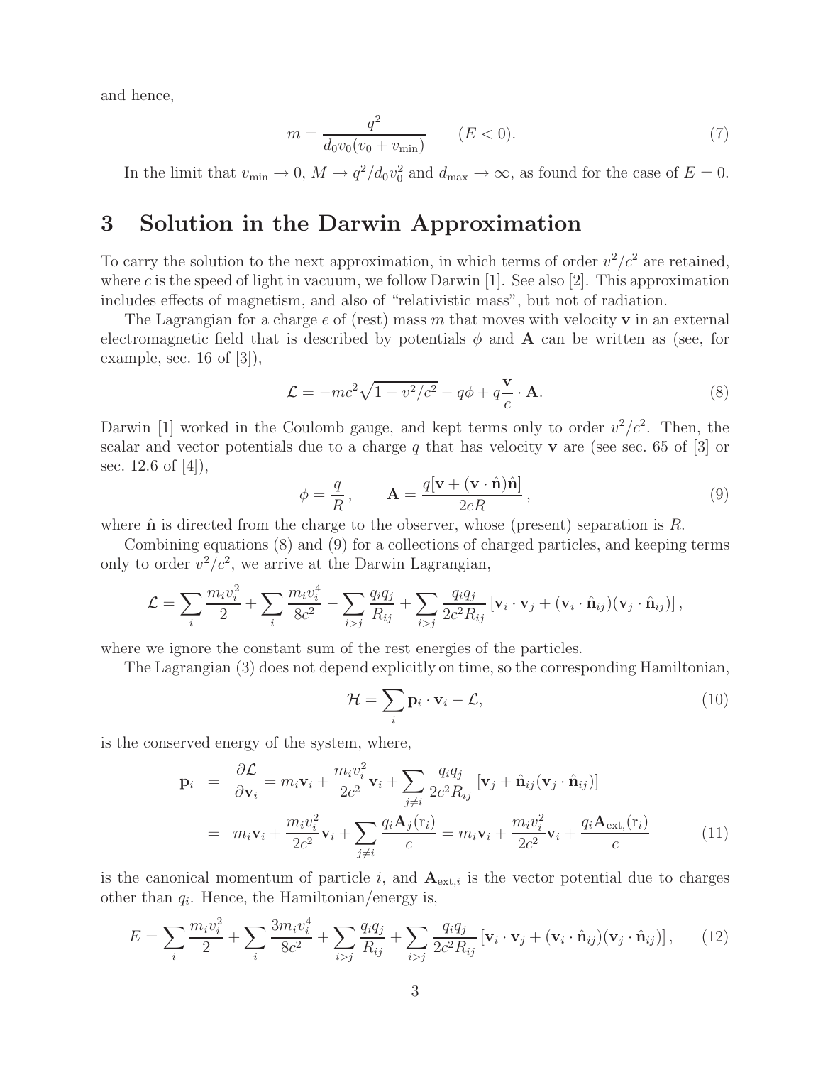and hence,

$$m = \frac{q^2}{d_0 v_0 (v_0 + v_{\rm min})} \qquad (E < 0). \tag{7}$$

In the limit that $v_{\rm min} \to 0$, $M \to q^2/d_0 v_0^2$ and $d_{\rm max} \to \infty$, as found for the case of $E = 0$.

# 3 Solution in the Darwin Approximation

To carry the solution to the next approximation, in which terms of order $v^2/c^2$ are retained, where $c$ is the speed of light in vacuum, we follow Darwin [1]. See also [2]. This approximation includes effects of magnetism, and also of "relativistic mass", but not of radiation.

The Lagrangian for a charge $e$ of (rest) mass $m$ that moves with velocity $\mathbf{v}$ in an external electromagnetic field that is described by potentials $\phi$ and $\mathbf{A}$ can be written as (see, for example, sec. 16 of [3]),

$$\mathcal{L} = -mc^2\sqrt{1 - v^2/c^2} - q\phi + q\frac{\mathbf{v}}{c}\cdot\mathbf{A}. \tag{8}$$

Darwin [1] worked in the Coulomb gauge, and kept terms only to order $v^2/c^2$. Then, the scalar and vector potentials due to a charge $q$ that has velocity $\mathbf{v}$ are (see sec. 65 of [3] or sec. 12.6 of [4]),

$$\phi = \frac{q}{R}, \qquad \mathbf{A} = \frac{q[\mathbf{v} + (\mathbf{v}\cdot\hat{\mathbf{n}})\hat{\mathbf{n}}]}{2cR}, \tag{9}$$

where $\hat{\mathbf{n}}$ is directed from the charge to the observer, whose (present) separation is $R$.

Combining equations (8) and (9) for a collections of charged particles, and keeping terms only to order $v^2/c^2$, we arrive at the Darwin Lagrangian,

$$\mathcal{L} = \sum_i \frac{m_i v_i^2}{2} + \sum_i \frac{m_i v_i^4}{8c^2} - \sum_{i>j}\frac{q_i q_j}{R_{ij}} + \sum_{i>j}\frac{q_i q_j}{2c^2 R_{ij}}\left[\mathbf{v}_i\cdot\mathbf{v}_j + (\mathbf{v}_i\cdot\hat{\mathbf{n}}_{ij})(\mathbf{v}_j\cdot\hat{\mathbf{n}}_{ij})\right],$$

where we ignore the constant sum of the rest energies of the particles.

The Lagrangian (3) does not depend explicitly on time, so the corresponding Hamiltonian,

$$\mathcal{H} = \sum_i \mathbf{p}_i\cdot\mathbf{v}_i - \mathcal{L}, \tag{10}$$

is the conserved energy of the system, where,

$$\begin{aligned}
\mathbf{p}_i &= \frac{\partial\mathcal{L}}{\partial\mathbf{v}_i} = m_i\mathbf{v}_i + \frac{m_i v_i^2}{2c^2}\mathbf{v}_i + \sum_{j\neq i}\frac{q_i q_j}{2c^2 R_{ij}}\left[\mathbf{v}_j + \hat{\mathbf{n}}_{ij}(\mathbf{v}_j\cdot\hat{\mathbf{n}}_{ij})\right] \\
&= m_i\mathbf{v}_i + \frac{m_i v_i^2}{2c^2}\mathbf{v}_i + \sum_{j\neq i}\frac{q_i\mathbf{A}_j(\mathrm{r}_i)}{c} = m_i\mathbf{v}_i + \frac{m_i v_i^2}{2c^2}\mathbf{v}_i + \frac{q_i\mathbf{A}_{\mathrm{ext},}(\mathrm{r}_i)}{c}
\end{aligned} \tag{11}$$

is the canonical momentum of particle $i$, and $\mathbf{A}_{\mathrm{ext},i}$ is the vector potential due to charges other than $q_i$. Hence, the Hamiltonian/energy is,

$$E = \sum_i \frac{m_i v_i^2}{2} + \sum_i \frac{3m_i v_i^4}{8c^2} + \sum_{i>j}\frac{q_i q_j}{R_{ij}} + \sum_{i>j}\frac{q_i q_j}{2c^2 R_{ij}}\left[\mathbf{v}_i\cdot\mathbf{v}_j + (\mathbf{v}_i\cdot\hat{\mathbf{n}}_{ij})(\mathbf{v}_j\cdot\hat{\mathbf{n}}_{ij})\right], \tag{12}$$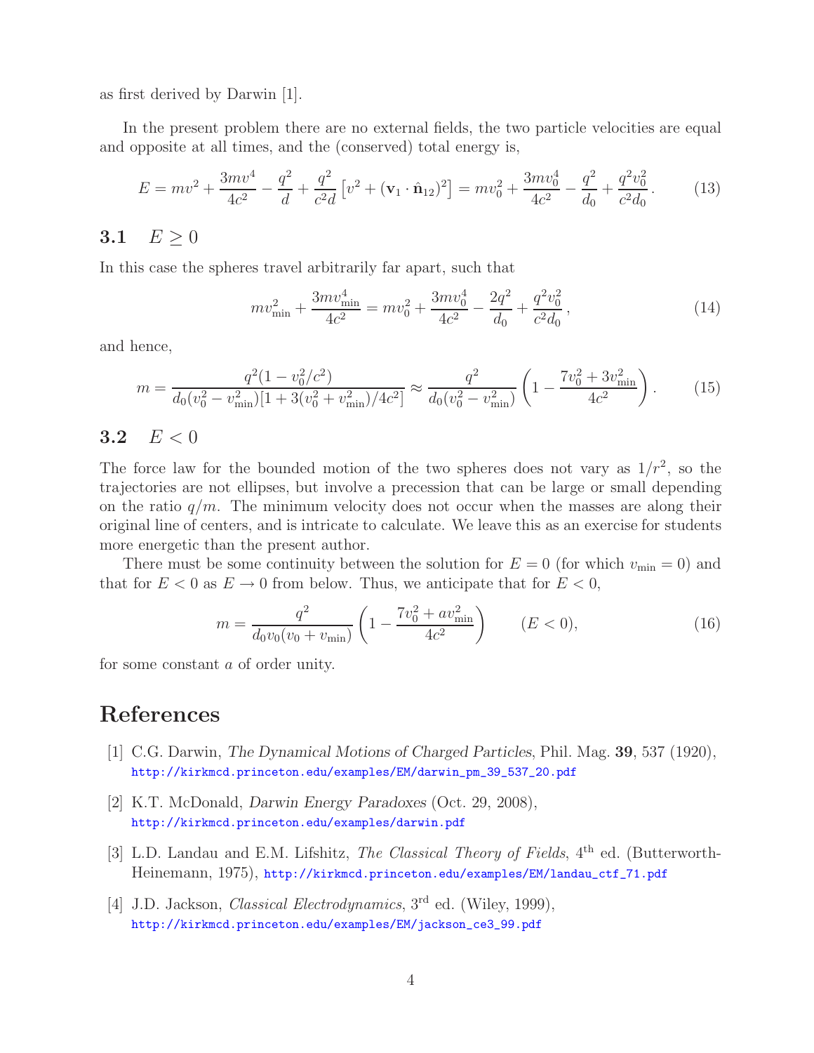as first derived by Darwin [1].

In the present problem there are no external fields, the two particle velocities are equal and opposite at all times, and the (conserved) total energy is,

$$E = mv^2 + \frac{3mv^4}{4c^2} - \frac{q^2}{d} + \frac{q^2}{c^2 d}\left[v^2 + (\mathbf{v}_1 \cdot \hat{\mathbf{n}}_{12})^2\right] = mv_0^2 + \frac{3mv_0^4}{4c^2} - \frac{q^2}{d_0} + \frac{q^2 v_0^2}{c^2 d_0}. \tag{13}$$

### 3.1 $E \geq 0$

In this case the spheres travel arbitrarily far apart, such that

$$mv_{\rm min}^2 + \frac{3mv_{\rm min}^4}{4c^2} = mv_0^2 + \frac{3mv_0^4}{4c^2} - \frac{2q^2}{d_0} + \frac{q^2 v_0^2}{c^2 d_0}, \tag{14}$$

and hence,

$$m = \frac{q^2(1 - v_0^2/c^2)}{d_0(v_0^2 - v_{\rm min}^2)[1 + 3(v_0^2 + v_{\rm min}^2)/4c^2]} \approx \frac{q^2}{d_0(v_0^2 - v_{\rm min}^2)}\left(1 - \frac{7v_0^2 + 3v_{\rm min}^2}{4c^2}\right). \tag{15}$$

### 3.2 $E < 0$

The force law for the bounded motion of the two spheres does not vary as $1/r^2$, so the trajectories are not ellipses, but involve a precession that can be large or small depending on the ratio $q/m$. The minimum velocity does not occur when the masses are along their original line of centers, and is intricate to calculate. We leave this as an exercise for students more energetic than the present author.

There must be some continuity between the solution for $E = 0$ (for which $v_{\rm min} = 0$) and that for $E < 0$ as $E \to 0$ from below. Thus, we anticipate that for $E < 0$,

$$m = \frac{q^2}{d_0 v_0(v_0 + v_{\rm min})}\left(1 - \frac{7v_0^2 + av_{\rm min}^2}{4c^2}\right) \qquad (E < 0), \tag{16}$$

for some constant $a$ of order unity.

## References

[1] C.G. Darwin, *The Dynamical Motions of Charged Particles*, Phil. Mag. **39**, 537 (1920), http://kirkmcd.princeton.edu/examples/EM/darwin_pm_39_537_20.pdf

[2] K.T. McDonald, *Darwin Energy Paradoxes* (Oct. 29, 2008), http://kirkmcd.princeton.edu/examples/darwin.pdf

[3] L.D. Landau and E.M. Lifshitz, *The Classical Theory of Fields*, 4th ed. (Butterworth-Heinemann, 1975), http://kirkmcd.princeton.edu/examples/EM/landau_ctf_71.pdf

[4] J.D. Jackson, *Classical Electrodynamics*, 3rd ed. (Wiley, 1999), http://kirkmcd.princeton.edu/examples/EM/jackson_ce3_99.pdf